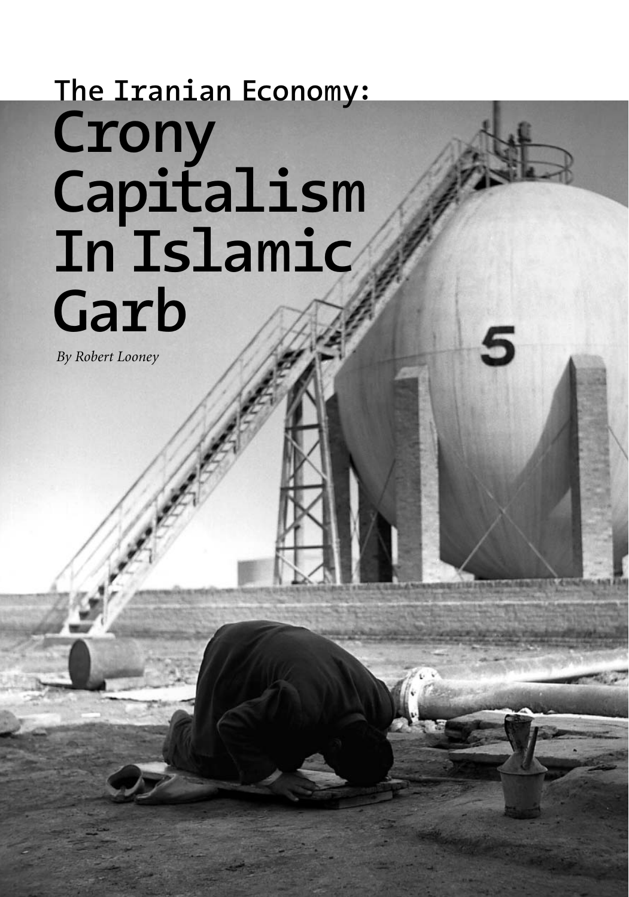# The Iranian Economy: Crony Capitalism In Islamic Garb

*By Robert Looney*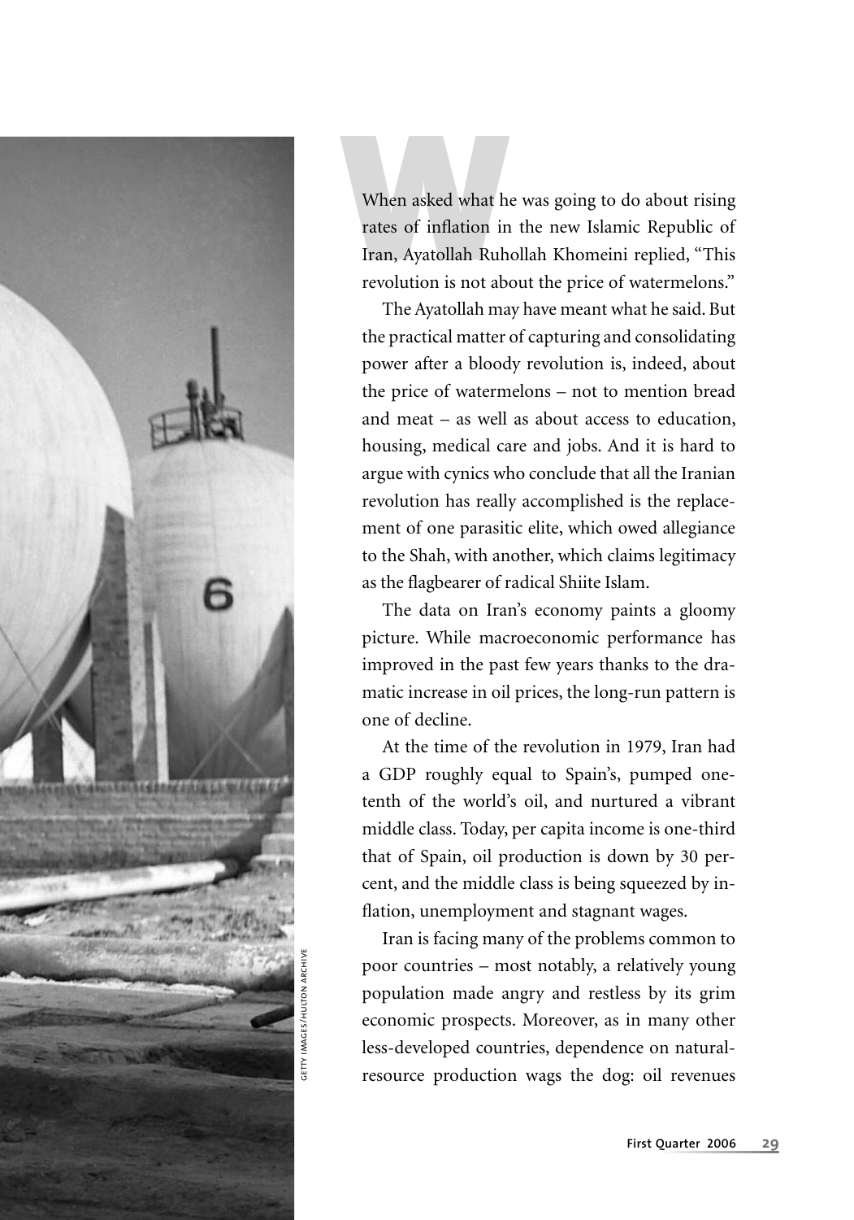When asked what he was going to do about rising rates of inflation in the new Islamic Republic of Iran, Ayatollah Ruhollah Khomeini replied, "This revolution is not about the price of watermelons."

The Ayatollah may have meant what he said. But the practical matter of capturing and consolidating power after a bloody revolution is, indeed, about the price of watermelons – not to mention bread and meat – as well as about access to education, housing, medical care and jobs. And it is hard to argue with cynics who conclude that all the Iranian revolution has really accomplished is the replacement of one parasitic elite, which owed allegiance to the Shah, with another, which claims legitimacy as the flagbearer of radical Shiite Islam.

The data on Iran's economy paints a gloomy picture. While macroeconomic performance has improved in the past few years thanks to the dramatic increase in oil prices, the long-run pattern is one of decline.

At the time of the revolution in 1979, Iran had a GDP roughly equal to Spain's, pumped one-tenth of the world's oil, and nurtured a vibrant middle class. Today, per capita income is one-third that of Spain, oil production is down by 30 percent, and the middle class is being squeezed by inflation, unemployment and stagnant wages.

Iran is facing many of the problems common to poor countries – most notably, a relatively young population made angry and restless by its grim economic prospects. Moreover, as in many other less-developed countries, dependence on natural-resource production wags the dog: oil revenues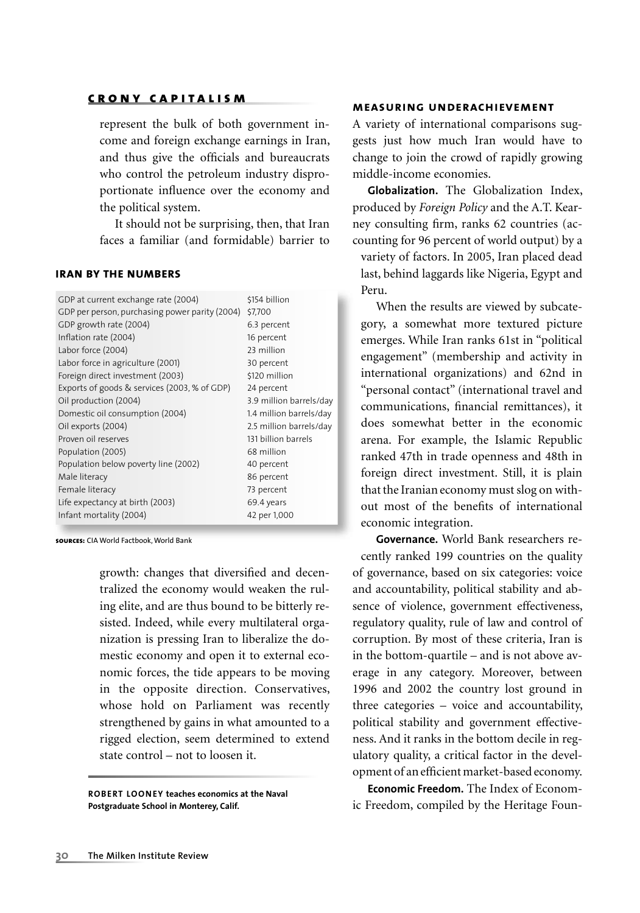represent the bulk of both government income and foreign exchange earnings in Iran, and thus give the officials and bureaucrats who control the petroleum industry disproportionate influence over the economy and the political system.

It should not be surprising, then, that Iran faces a familiar (and formidable) barrier to growth: changes that diversified and decentralized the economy would weaken the ruling elite, and are thus bound to be bitterly resisted. Indeed, while every multilateral organization is pressing Iran to liberalize the domestic economy and open it to external economic forces, the tide appears to be moving in the opposite direction. Conservatives, whose hold on Parliament was recently strengthened by gains in what amounted to a rigged election, seem determined to extend state control – not to loosen it.

### IRAN BY THE NUMBERS

| | |
|---|---|
| GDP at current exchange rate (2004) | $154 billion |
| GDP per person, purchasing power parity (2004) | $7,700 |
| GDP growth rate (2004) | 6.3 percent |
| Inflation rate (2004) | 16 percent |
| Labor force (2004) | 23 million |
| Labor force in agriculture (2001) | 30 percent |
| Foreign direct investment (2003) | $120 million |
| Exports of goods & services (2003, % of GDP) | 24 percent |
| Oil production (2004) | 3.9 million barrels/day |
| Domestic oil consumption (2004) | 1.4 million barrels/day |
| Oil exports (2004) | 2.5 million barrels/day |
| Proven oil reserves | 131 billion barrels |
| Population (2005) | 68 million |
| Population below poverty line (2002) | 40 percent |
| Male literacy | 86 percent |
| Female literacy | 73 percent |
| Life expectancy at birth (2003) | 69.4 years |
| Infant mortality (2004) | 42 per 1,000 |

**SOURCES:** CIA World Factbook, World Bank

**ROBERT LOONEY teaches economics at the Naval Postgraduate School in Monterey, Calif.**

### MEASURING UNDERACHIEVEMENT

A variety of international comparisons suggests just how much Iran would have to change to join the crowd of rapidly growing middle-income economies.

**Globalization.** The Globalization Index, produced by *Foreign Policy* and the A.T. Kearney consulting firm, ranks 62 countries (accounting for 96 percent of world output) by a variety of factors. In 2005, Iran placed dead last, behind laggards like Nigeria, Egypt and Peru.

When the results are viewed by subcategory, a somewhat more textured picture emerges. While Iran ranks 61st in "political engagement" (membership and activity in international organizations) and 62nd in "personal contact" (international travel and communications, financial remittances), it does somewhat better in the economic arena. For example, the Islamic Republic ranked 47th in trade openness and 48th in foreign direct investment. Still, it is plain that the Iranian economy must slog on without most of the benefits of international economic integration.

**Governance.** World Bank researchers recently ranked 199 countries on the quality of governance, based on six categories: voice and accountability, political stability and absence of violence, government effectiveness, regulatory quality, rule of law and control of corruption. By most of these criteria, Iran is in the bottom-quartile – and is not above average in any category. Moreover, between 1996 and 2002 the country lost ground in three categories – voice and accountability, political stability and government effectiveness. And it ranks in the bottom decile in regulatory quality, a critical factor in the development of an efficient market-based economy.

**Economic Freedom.** The Index of Economic Freedom, compiled by the Heritage Foun-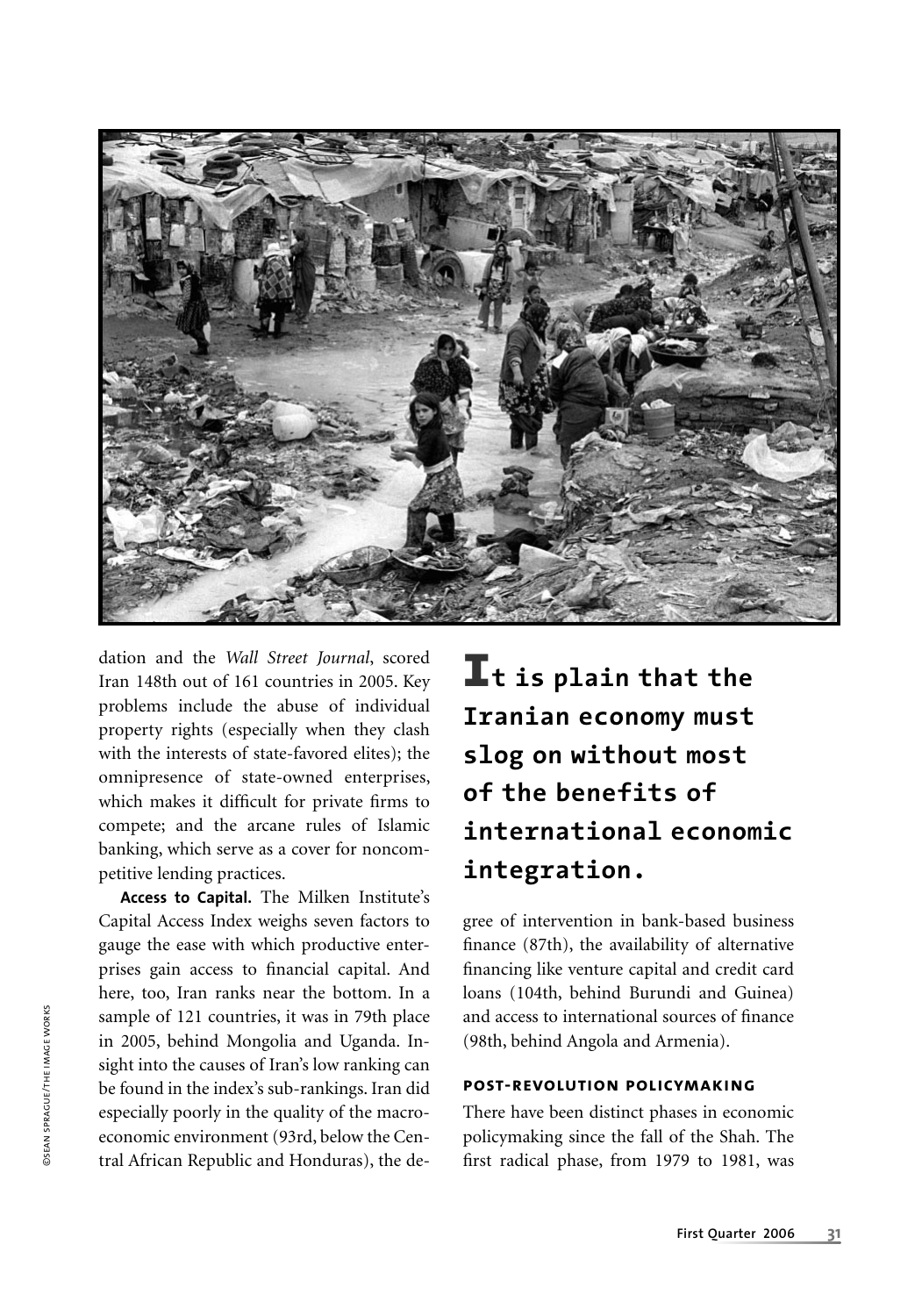dation and the *Wall Street Journal*, scored Iran 148th out of 161 countries in 2005. Key problems include the abuse of individual property rights (especially when they clash with the interests of state-favored elites); the omnipresence of state-owned enterprises, which makes it difficult for private firms to compete; and the arcane rules of Islamic banking, which serve as a cover for noncompetitive lending practices.

**Access to Capital.** The Milken Institute's Capital Access Index weighs seven factors to gauge the ease with which productive enterprises gain access to financial capital. And here, too, Iran ranks near the bottom. In a sample of 121 countries, it was in 79th place in 2005, behind Mongolia and Uganda. Insight into the causes of Iran's low ranking can be found in the index's sub-rankings. Iran did especially poorly in the quality of the macroeconomic environment (93rd, below the Central African Republic and Honduras), the degree of intervention in bank-based business finance (87th), the availability of alternative financing like venture capital and credit card loans (104th, behind Burundi and Guinea) and access to international sources of finance (98th, behind Angola and Armenia).

**It is plain that the Iranian economy must slog on without most of the benefits of international economic integration.**

## POST-REVOLUTION POLICYMAKING

There have been distinct phases in economic policymaking since the fall of the Shah. The first radical phase, from 1979 to 1981, was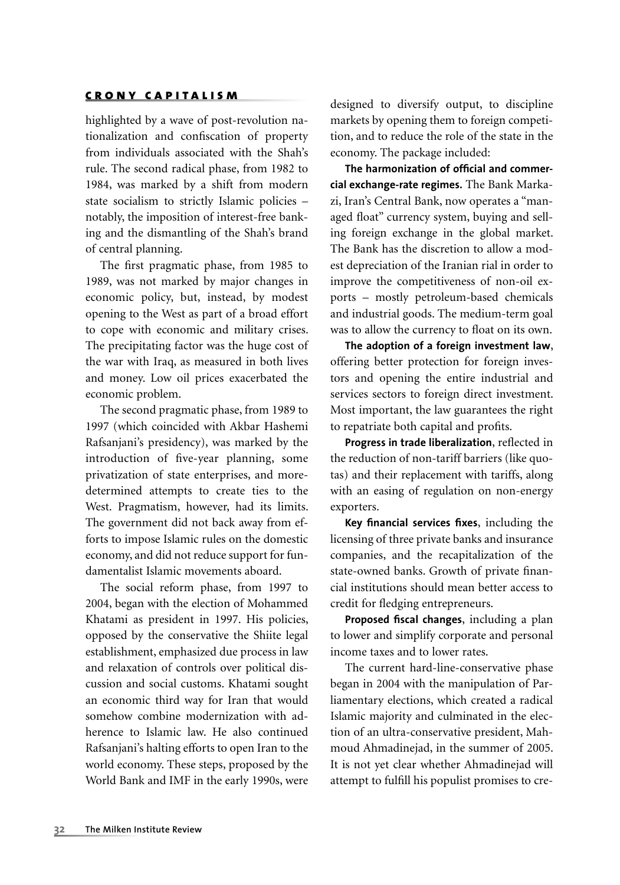highlighted by a wave of post-revolution nationalization and confiscation of property from individuals associated with the Shah's rule. The second radical phase, from 1982 to 1984, was marked by a shift from modern state socialism to strictly Islamic policies – notably, the imposition of interest-free banking and the dismantling of the Shah's brand of central planning.

The first pragmatic phase, from 1985 to 1989, was not marked by major changes in economic policy, but, instead, by modest opening to the West as part of a broad effort to cope with economic and military crises. The precipitating factor was the huge cost of the war with Iraq, as measured in both lives and money. Low oil prices exacerbated the economic problem.

The second pragmatic phase, from 1989 to 1997 (which coincided with Akbar Hashemi Rafsanjani's presidency), was marked by the introduction of five-year planning, some privatization of state enterprises, and more-determined attempts to create ties to the West. Pragmatism, however, had its limits. The government did not back away from efforts to impose Islamic rules on the domestic economy, and did not reduce support for fundamentalist Islamic movements aboard.

The social reform phase, from 1997 to 2004, began with the election of Mohammed Khatami as president in 1997. His policies, opposed by the conservative the Shiite legal establishment, emphasized due process in law and relaxation of controls over political discussion and social customs. Khatami sought an economic third way for Iran that would somehow combine modernization with adherence to Islamic law. He also continued Rafsanjani's halting efforts to open Iran to the world economy. These steps, proposed by the World Bank and IMF in the early 1990s, were designed to diversify output, to discipline markets by opening them to foreign competition, and to reduce the role of the state in the economy. The package included:

**The harmonization of official and commercial exchange-rate regimes.** The Bank Markazi, Iran's Central Bank, now operates a "managed float" currency system, buying and selling foreign exchange in the global market. The Bank has the discretion to allow a modest depreciation of the Iranian rial in order to improve the competitiveness of non-oil exports – mostly petroleum-based chemicals and industrial goods. The medium-term goal was to allow the currency to float on its own.

**The adoption of a foreign investment law**, offering better protection for foreign investors and opening the entire industrial and services sectors to foreign direct investment. Most important, the law guarantees the right to repatriate both capital and profits.

**Progress in trade liberalization**, reflected in the reduction of non-tariff barriers (like quotas) and their replacement with tariffs, along with an easing of regulation on non-energy exporters.

**Key financial services fixes**, including the licensing of three private banks and insurance companies, and the recapitalization of the state-owned banks. Growth of private financial institutions should mean better access to credit for fledging entrepreneurs.

**Proposed fiscal changes**, including a plan to lower and simplify corporate and personal income taxes and to lower rates.

The current hard-line-conservative phase began in 2004 with the manipulation of Parliamentary elections, which created a radical Islamic majority and culminated in the election of an ultra-conservative president, Mahmoud Ahmadinejad, in the summer of 2005. It is not yet clear whether Ahmadinejad will attempt to fulfill his populist promises to cre-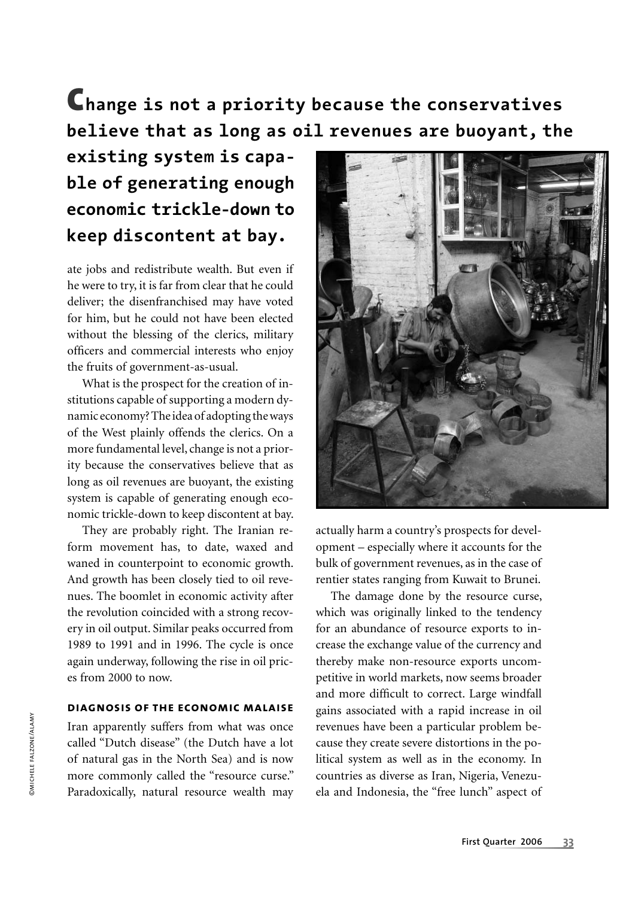**Change is not a priority because the conservatives believe that as long as oil revenues are buoyant, the existing system is capable of generating enough economic trickle-down to keep discontent at bay.**

ate jobs and redistribute wealth. But even if he were to try, it is far from clear that he could deliver; the disenfranchised may have voted for him, but he could not have been elected without the blessing of the clerics, military officers and commercial interests who enjoy the fruits of government-as-usual.

What is the prospect for the creation of institutions capable of supporting a modern dynamic economy? The idea of adopting the ways of the West plainly offends the clerics. On a more fundamental level, change is not a priority because the conservatives believe that as long as oil revenues are buoyant, the existing system is capable of generating enough economic trickle-down to keep discontent at bay.

They are probably right. The Iranian reform movement has, to date, waxed and waned in counterpoint to economic growth. And growth has been closely tied to oil revenues. The boomlet in economic activity after the revolution coincided with a strong recovery in oil output. Similar peaks occurred from 1989 to 1991 and in 1996. The cycle is once again underway, following the rise in oil prices from 2000 to now.

### DIAGNOSIS OF THE ECONOMIC MALAISE

Iran apparently suffers from what was once called "Dutch disease" (the Dutch have a lot of natural gas in the North Sea) and is now more commonly called the "resource curse." Paradoxically, natural resource wealth may actually harm a country's prospects for development – especially where it accounts for the bulk of government revenues, as in the case of rentier states ranging from Kuwait to Brunei.

The damage done by the resource curse, which was originally linked to the tendency for an abundance of resource exports to increase the exchange value of the currency and thereby make non-resource exports uncompetitive in world markets, now seems broader and more difficult to correct. Large windfall gains associated with a rapid increase in oil revenues have been a particular problem because they create severe distortions in the political system as well as in the economy. In countries as diverse as Iran, Nigeria, Venezuela and Indonesia, the "free lunch" aspect of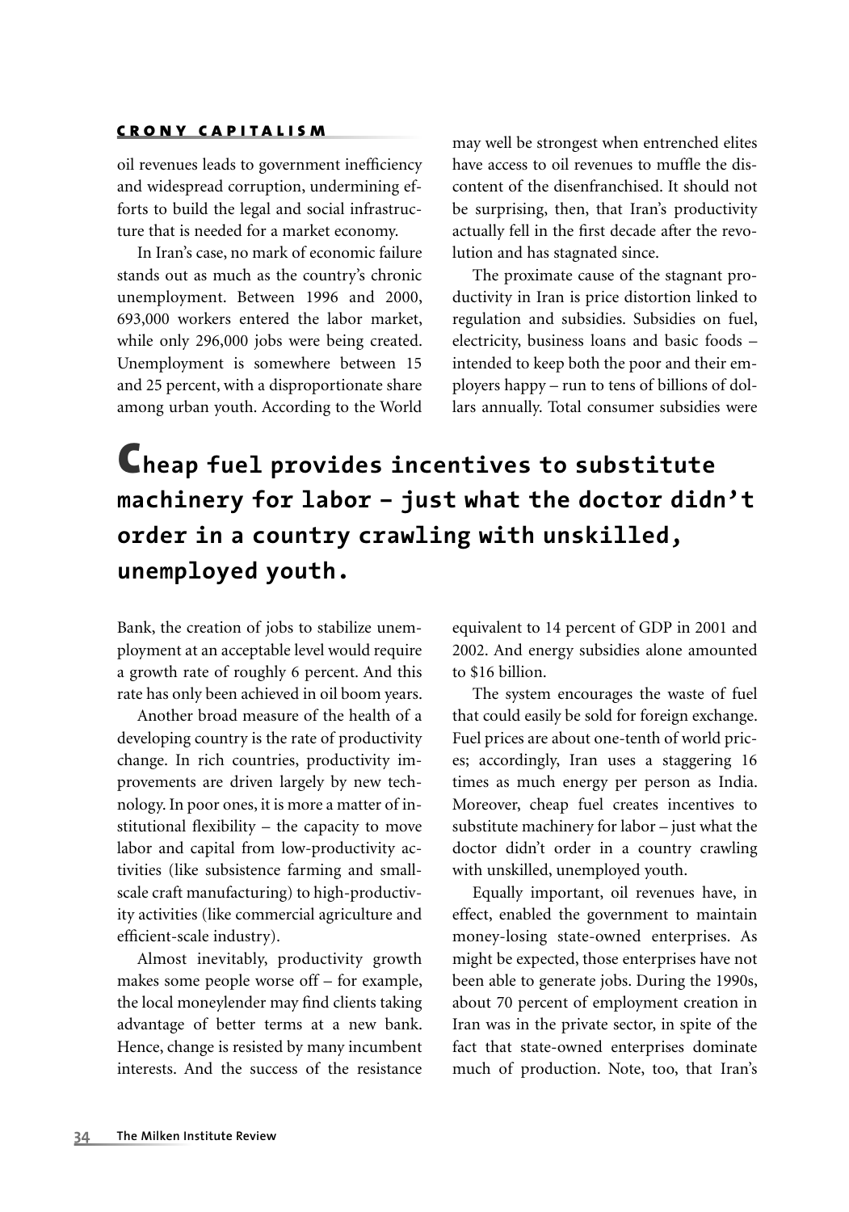oil revenues leads to government inefficiency and widespread corruption, undermining efforts to build the legal and social infrastructure that is needed for a market economy.

In Iran's case, no mark of economic failure stands out as much as the country's chronic unemployment. Between 1996 and 2000, 693,000 workers entered the labor market, while only 296,000 jobs were being created. Unemployment is somewhere between 15 and 25 percent, with a disproportionate share among urban youth. According to the World Bank, the creation of jobs to stabilize unemployment at an acceptable level would require a growth rate of roughly 6 percent. And this rate has only been achieved in oil boom years.

Another broad measure of the health of a developing country is the rate of productivity change. In rich countries, productivity improvements are driven largely by new technology. In poor ones, it is more a matter of institutional flexibility – the capacity to move labor and capital from low-productivity activities (like subsistence farming and small-scale craft manufacturing) to high-productivity activities (like commercial agriculture and efficient-scale industry).

Almost inevitably, productivity growth makes some people worse off – for example, the local moneylender may find clients taking advantage of better terms at a new bank. Hence, change is resisted by many incumbent interests. And the success of the resistance may well be strongest when entrenched elites have access to oil revenues to muffle the discontent of the disenfranchised. It should not be surprising, then, that Iran's productivity actually fell in the first decade after the revolution and has stagnated since.

The proximate cause of the stagnant productivity in Iran is price distortion linked to regulation and subsidies. Subsidies on fuel, electricity, business loans and basic foods – intended to keep both the poor and their employers happy – run to tens of billions of dollars annually. Total consumer subsidies were equivalent to 14 percent of GDP in 2001 and 2002. And energy subsidies alone amounted to $16 billion.

**Cheap fuel provides incentives to substitute machinery for labor – just what the doctor didn't order in a country crawling with unskilled, unemployed youth.**

The system encourages the waste of fuel that could easily be sold for foreign exchange. Fuel prices are about one-tenth of world prices; accordingly, Iran uses a staggering 16 times as much energy per person as India. Moreover, cheap fuel creates incentives to substitute machinery for labor – just what the doctor didn't order in a country crawling with unskilled, unemployed youth.

Equally important, oil revenues have, in effect, enabled the government to maintain money-losing state-owned enterprises. As might be expected, those enterprises have not been able to generate jobs. During the 1990s, about 70 percent of employment creation in Iran was in the private sector, in spite of the fact that state-owned enterprises dominate much of production. Note, too, that Iran's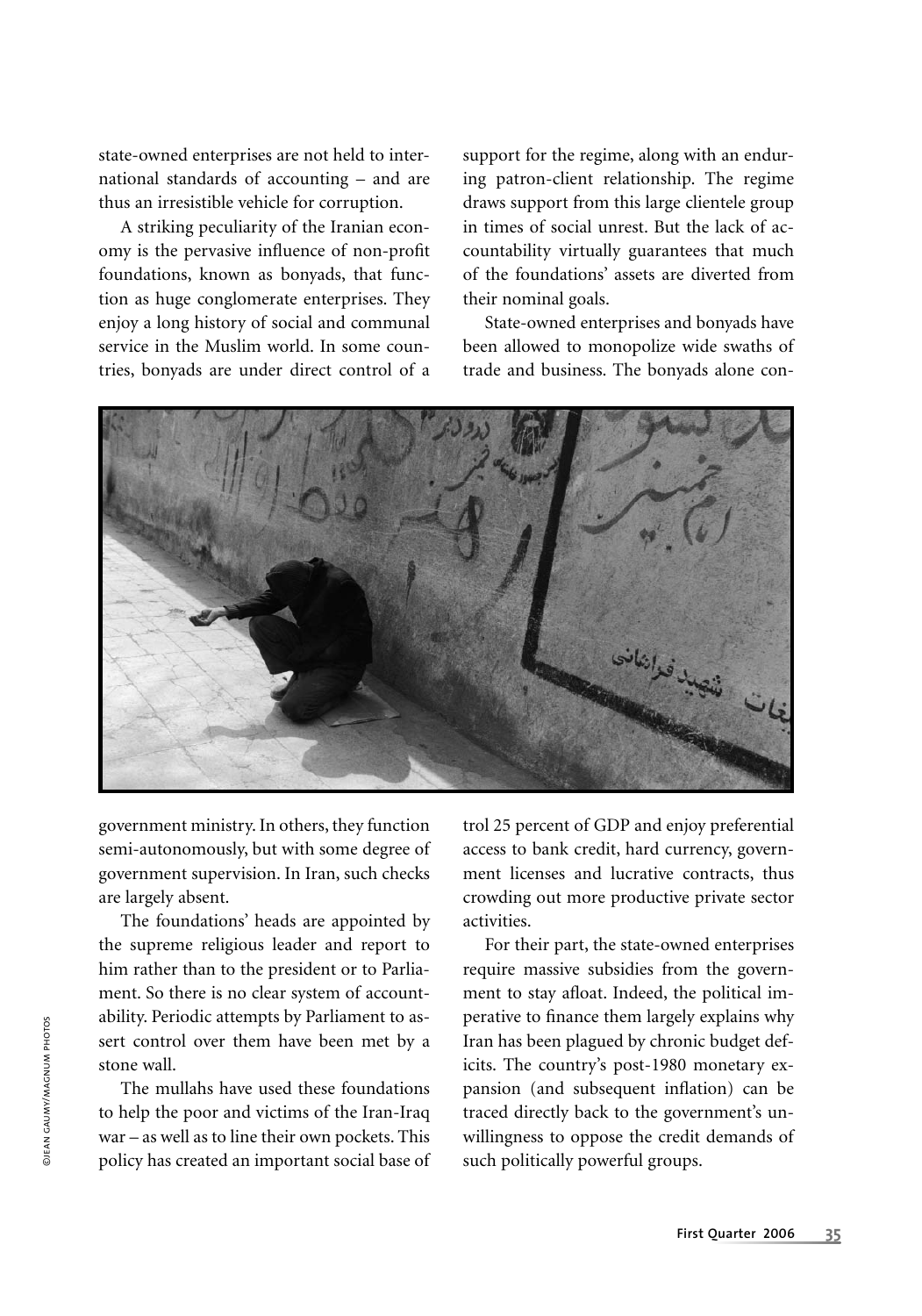state-owned enterprises are not held to international standards of accounting – and are thus an irresistible vehicle for corruption.

A striking peculiarity of the Iranian economy is the pervasive influence of non-profit foundations, known as bonyads, that function as huge conglomerate enterprises. They enjoy a long history of social and communal service in the Muslim world. In some countries, bonyads are under direct control of a government ministry. In others, they function semi-autonomously, but with some degree of government supervision. In Iran, such checks are largely absent.

The foundations' heads are appointed by the supreme religious leader and report to him rather than to the president or to Parliament. So there is no clear system of accountability. Periodic attempts by Parliament to assert control over them have been met by a stone wall.

The mullahs have used these foundations to help the poor and victims of the Iran-Iraq war – as well as to line their own pockets. This policy has created an important social base of support for the regime, along with an enduring patron-client relationship. The regime draws support from this large clientele group in times of social unrest. But the lack of accountability virtually guarantees that much of the foundations' assets are diverted from their nominal goals.

State-owned enterprises and bonyads have been allowed to monopolize wide swaths of trade and business. The bonyads alone control 25 percent of GDP and enjoy preferential access to bank credit, hard currency, government licenses and lucrative contracts, thus crowding out more productive private sector activities.

For their part, the state-owned enterprises require massive subsidies from the government to stay afloat. Indeed, the political imperative to finance them largely explains why Iran has been plagued by chronic budget deficits. The country's post-1980 monetary expansion (and subsequent inflation) can be traced directly back to the government's unwillingness to oppose the credit demands of such politically powerful groups.

©JEAN GAUMY/MAGNUM PHOTOS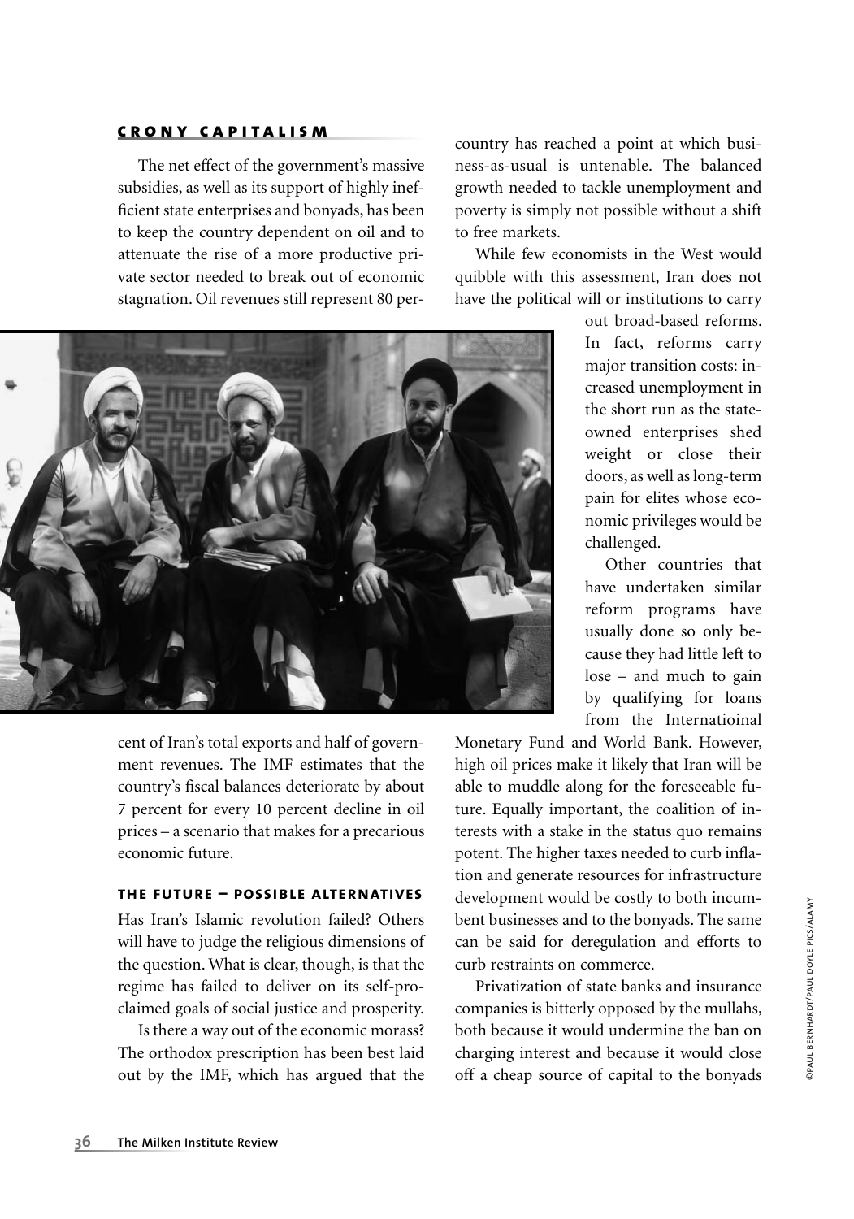## CRONY CAPITALISM

The net effect of the government's massive subsidies, as well as its support of highly inefficient state enterprises and bonyads, has been to keep the country dependent on oil and to attenuate the rise of a more productive private sector needed to break out of economic stagnation. Oil revenues still represent 80 percent of Iran's total exports and half of government revenues. The IMF estimates that the country's fiscal balances deteriorate by about 7 percent for every 10 percent decline in oil prices – a scenario that makes for a precarious economic future.

## THE FUTURE – POSSIBLE ALTERNATIVES

Has Iran's Islamic revolution failed? Others will have to judge the religious dimensions of the question. What is clear, though, is that the regime has failed to deliver on its self-proclaimed goals of social justice and prosperity.

Is there a way out of the economic morass? The orthodox prescription has been best laid out by the IMF, which has argued that the country has reached a point at which business-as-usual is untenable. The balanced growth needed to tackle unemployment and poverty is simply not possible without a shift to free markets.

While few economists in the West would quibble with this assessment, Iran does not have the political will or institutions to carry out broad-based reforms. In fact, reforms carry major transition costs: increased unemployment in the short run as the state-owned enterprises shed weight or close their doors, as well as long-term pain for elites whose economic privileges would be challenged.

Other countries that have undertaken similar reform programs have usually done so only because they had little left to lose – and much to gain by qualifying for loans from the Internatioinal Monetary Fund and World Bank. However, high oil prices make it likely that Iran will be able to muddle along for the foreseeable future. Equally important, the coalition of interests with a stake in the status quo remains potent. The higher taxes needed to curb inflation and generate resources for infrastructure development would be costly to both incumbent businesses and to the bonyads. The same can be said for deregulation and efforts to curb restraints on commerce.

Privatization of state banks and insurance companies is bitterly opposed by the mullahs, both because it would undermine the ban on charging interest and because it would close off a cheap source of capital to the bonyads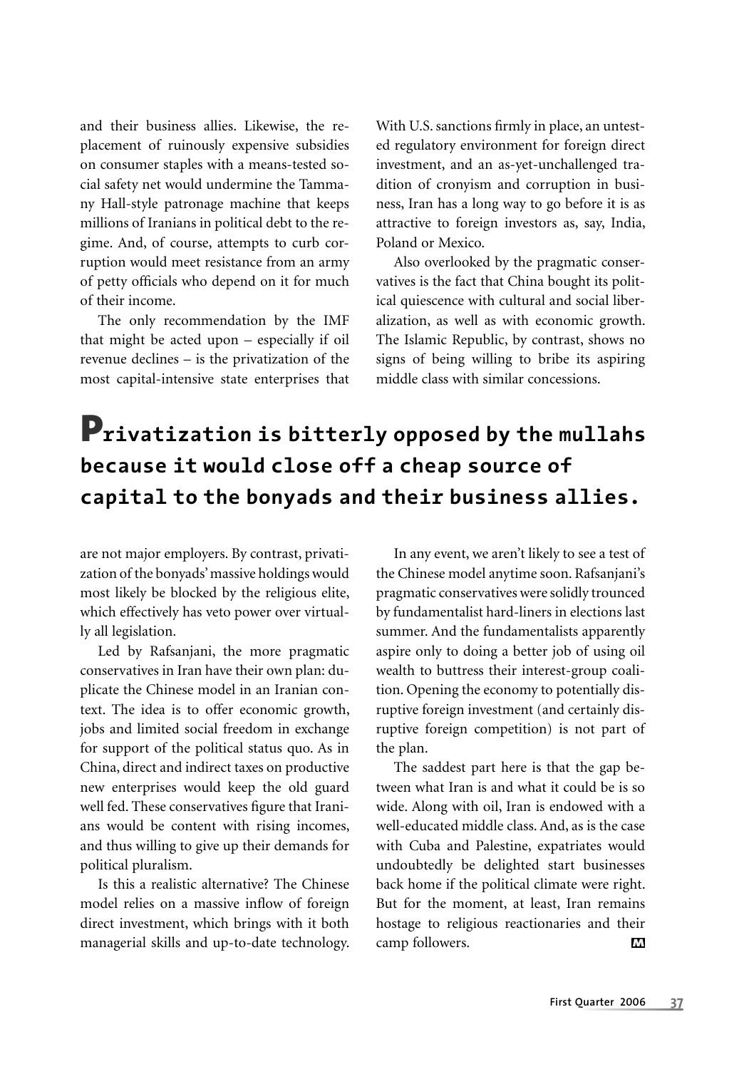and their business allies. Likewise, the replacement of ruinously expensive subsidies on consumer staples with a means-tested social safety net would undermine the Tammany Hall-style patronage machine that keeps millions of Iranians in political debt to the regime. And, of course, attempts to curb corruption would meet resistance from an army of petty officials who depend on it for much of their income.

The only recommendation by the IMF that might be acted upon – especially if oil revenue declines – is the privatization of the most capital-intensive state enterprises that are not major employers. By contrast, privatization of the bonyads' massive holdings would most likely be blocked by the religious elite, which effectively has veto power over virtually all legislation.

Led by Rafsanjani, the more pragmatic conservatives in Iran have their own plan: duplicate the Chinese model in an Iranian context. The idea is to offer economic growth, jobs and limited social freedom in exchange for support of the political status quo. As in China, direct and indirect taxes on productive new enterprises would keep the old guard well fed. These conservatives figure that Iranians would be content with rising incomes, and thus willing to give up their demands for political pluralism.

Is this a realistic alternative? The Chinese model relies on a massive inflow of foreign direct investment, which brings with it both managerial skills and up-to-date technology. With U.S. sanctions firmly in place, an untested regulatory environment for foreign direct investment, and an as-yet-unchallenged tradition of cronyism and corruption in business, Iran has a long way to go before it is as attractive to foreign investors as, say, India, Poland or Mexico.

Also overlooked by the pragmatic conservatives is the fact that China bought its political quiescence with cultural and social liberalization, as well as with economic growth. The Islamic Republic, by contrast, shows no signs of being willing to bribe its aspiring middle class with similar concessions.

**Privatization is bitterly opposed by the mullahs because it would close off a cheap source of capital to the bonyads and their business allies.**

In any event, we aren't likely to see a test of the Chinese model anytime soon. Rafsanjani's pragmatic conservatives were solidly trounced by fundamentalist hard-liners in elections last summer. And the fundamentalists apparently aspire only to doing a better job of using oil wealth to buttress their interest-group coalition. Opening the economy to potentially disruptive foreign investment (and certainly disruptive foreign competition) is not part of the plan.

The saddest part here is that the gap between what Iran is and what it could be is so wide. Along with oil, Iran is endowed with a well-educated middle class. And, as is the case with Cuba and Palestine, expatriates would undoubtedly be delighted start businesses back home if the political climate were right. But for the moment, at least, Iran remains hostage to religious reactionaries and their camp followers.